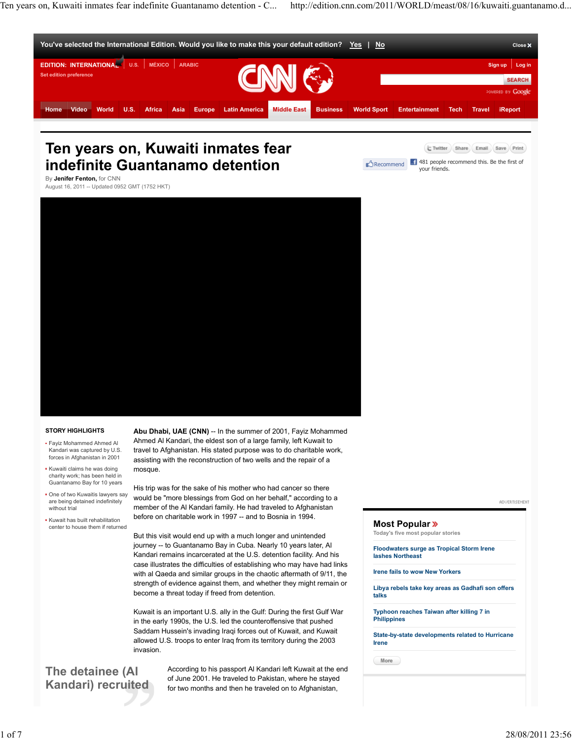# Ten years on, Kuwaiti inmates fear indefinite Guantanamo detention

By **Jenifer Fenton,** for CNN
August 16, 2011 -- Updated 0952 GMT (1752 HKT)

### STORY HIGHLIGHTS

- Fayiz Mohammed Ahmed Al Kandari was captured by U.S. forces in Afghanistan in 2001
- Kuwaiti claims he was doing charity work; has been held in Guantanamo Bay for 10 years
- One of two Kuwaitis lawyers say are being detained indefinitely without trial
- Kuwait has built rehabilitation center to house them if returned

**Abu Dhabi, UAE (CNN)** -- In the summer of 2001, Fayiz Mohammed Ahmed Al Kandari, the eldest son of a large family, left Kuwait to travel to Afghanistan. His stated purpose was to do charitable work, assisting with the reconstruction of two wells and the repair of a mosque.

His trip was for the sake of his mother who had cancer so there would be "more blessings from God on her behalf," according to a member of the Al Kandari family. He had traveled to Afghanistan before on charitable work in 1997 -- and to Bosnia in 1994.

But this visit would end up with a much longer and unintended journey -- to Guantanamo Bay in Cuba. Nearly 10 years later, Al Kandari remains incarcerated at the U.S. detention facility. And his case illustrates the difficulties of establishing who may have had links with al Qaeda and similar groups in the chaotic aftermath of 9/11, the strength of evidence against them, and whether they might remain or become a threat today if freed from detention.

Kuwait is an important U.S. ally in the Gulf: During the first Gulf War in the early 1990s, the U.S. led the counteroffensive that pushed Saddam Hussein's invading Iraqi forces out of Kuwait, and Kuwait allowed U.S. troops to enter Iraq from its territory during the 2003 invasion.

> The detainee (Al Kandari) recruited

According to his passport Al Kandari left Kuwait at the end of June 2001. He traveled to Pakistan, where he stayed for two months and then he traveled on to Afghanistan,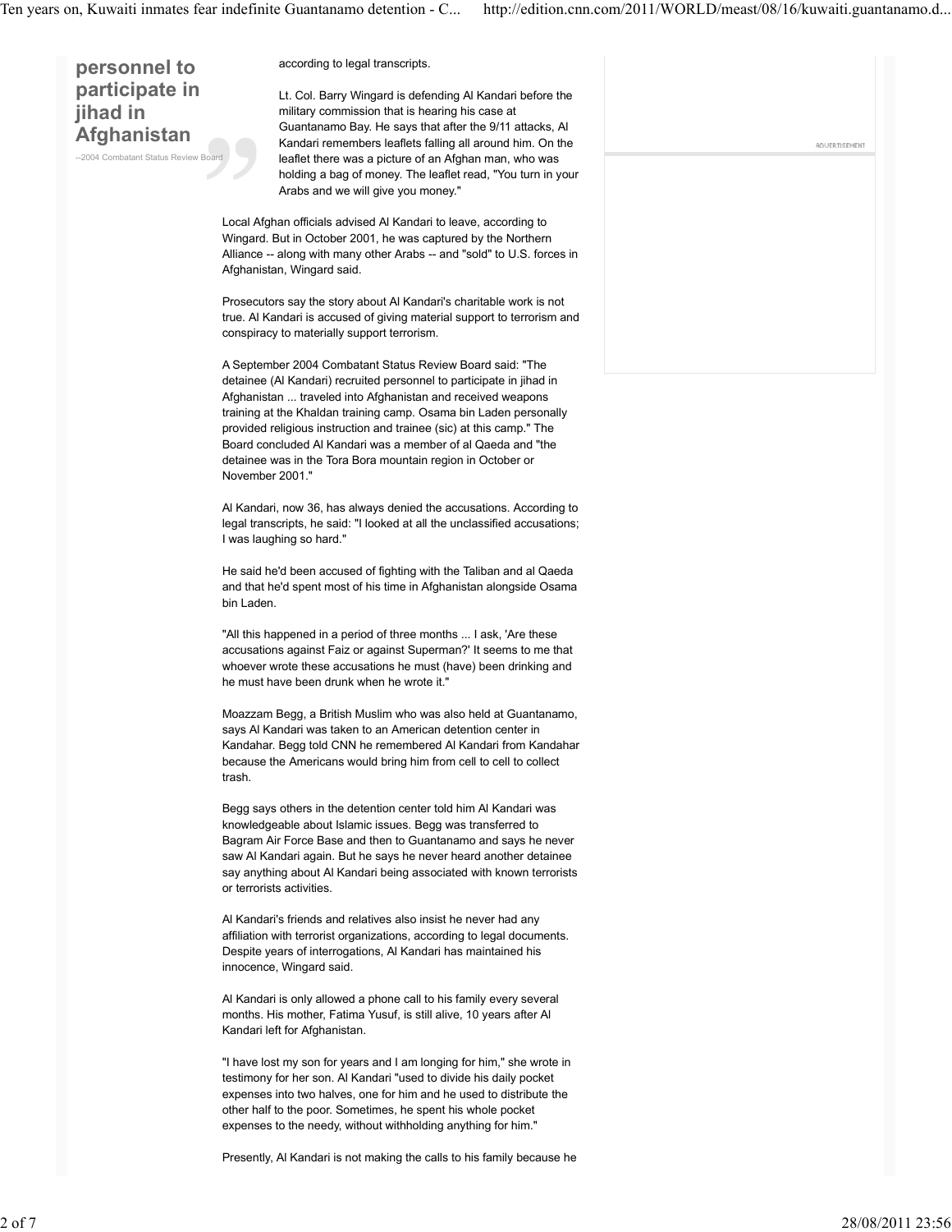**personnel to participate in jihad in Afghanistan**

--2004 Combatant Status Review Board

according to legal transcripts.

Lt. Col. Barry Wingard is defending Al Kandari before the military commission that is hearing his case at Guantanamo Bay. He says that after the 9/11 attacks, Al Kandari remembers leaflets falling all around him. On the leaflet there was a picture of an Afghan man, who was holding a bag of money. The leaflet read, "You turn in your Arabs and we will give you money."

Local Afghan officials advised Al Kandari to leave, according to Wingard. But in October 2001, he was captured by the Northern Alliance -- along with many other Arabs -- and "sold" to U.S. forces in Afghanistan, Wingard said.

Prosecutors say the story about Al Kandari's charitable work is not true. Al Kandari is accused of giving material support to terrorism and conspiracy to materially support terrorism.

A September 2004 Combatant Status Review Board said: "The detainee (Al Kandari) recruited personnel to participate in jihad in Afghanistan ... traveled into Afghanistan and received weapons training at the Khaldan training camp. Osama bin Laden personally provided religious instruction and trainee (sic) at this camp." The Board concluded Al Kandari was a member of al Qaeda and "the detainee was in the Tora Bora mountain region in October or November 2001."

Al Kandari, now 36, has always denied the accusations. According to legal transcripts, he said: "I looked at all the unclassified accusations; I was laughing so hard."

He said he'd been accused of fighting with the Taliban and al Qaeda and that he'd spent most of his time in Afghanistan alongside Osama bin Laden.

"All this happened in a period of three months ... I ask, 'Are these accusations against Faiz or against Superman?' It seems to me that whoever wrote these accusations he must (have) been drinking and he must have been drunk when he wrote it."

Moazzam Begg, a British Muslim who was also held at Guantanamo, says Al Kandari was taken to an American detention center in Kandahar. Begg told CNN he remembered Al Kandari from Kandahar because the Americans would bring him from cell to cell to collect trash.

Begg says others in the detention center told him Al Kandari was knowledgeable about Islamic issues. Begg was transferred to Bagram Air Force Base and then to Guantanamo and says he never saw Al Kandari again. But he says he never heard another detainee say anything about Al Kandari being associated with known terrorists or terrorists activities.

Al Kandari's friends and relatives also insist he never had any affiliation with terrorist organizations, according to legal documents. Despite years of interrogations, Al Kandari has maintained his innocence, Wingard said.

Al Kandari is only allowed a phone call to his family every several months. His mother, Fatima Yusuf, is still alive, 10 years after Al Kandari left for Afghanistan.

"I have lost my son for years and I am longing for him," she wrote in testimony for her son. Al Kandari "used to divide his daily pocket expenses into two halves, one for him and he used to distribute the other half to the poor. Sometimes, he spent his whole pocket expenses to the needy, without withholding anything for him."

Presently, Al Kandari is not making the calls to his family because he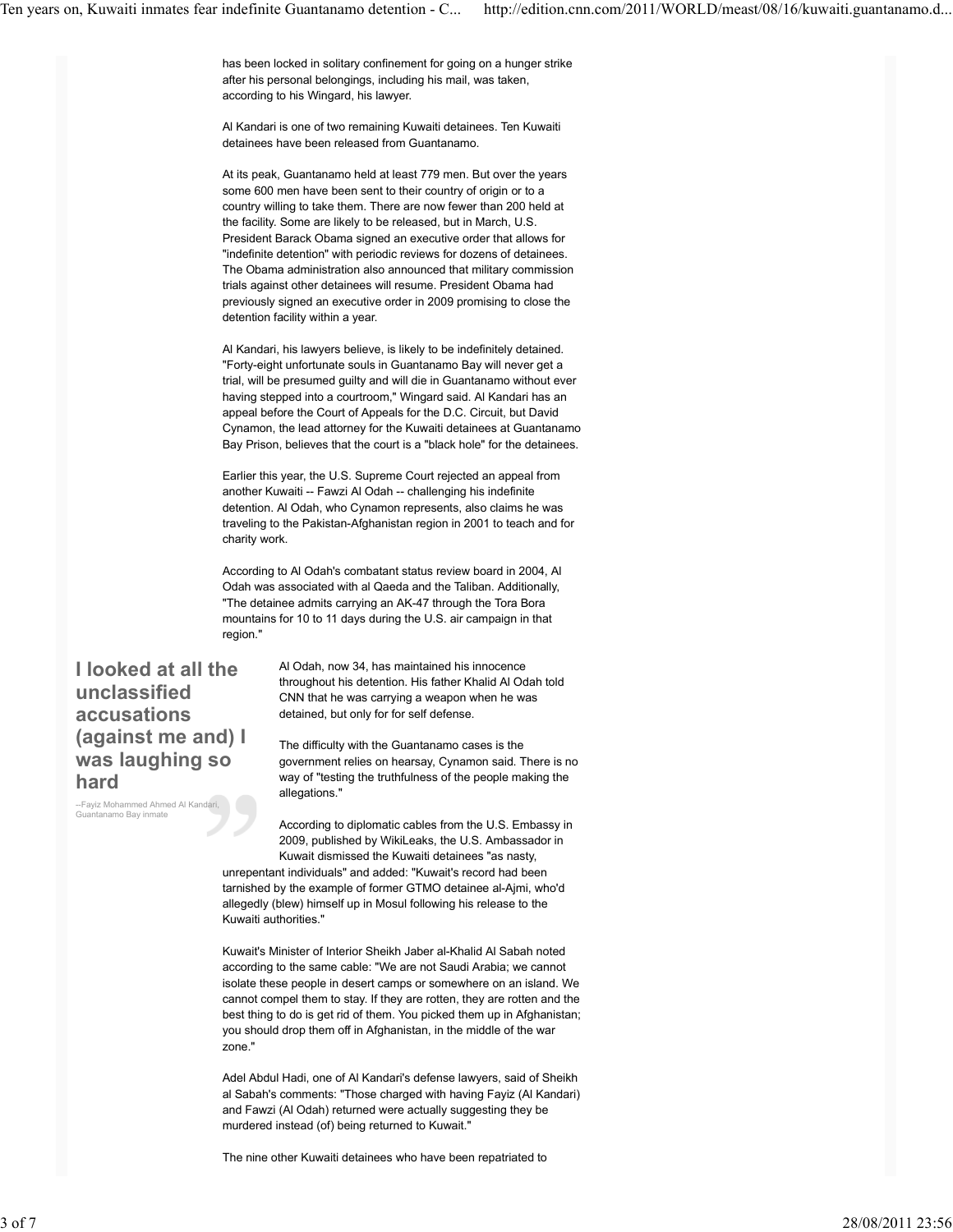has been locked in solitary confinement for going on a hunger strike after his personal belongings, including his mail, was taken, according to his Wingard, his lawyer.

Al Kandari is one of two remaining Kuwaiti detainees. Ten Kuwaiti detainees have been released from Guantanamo.

At its peak, Guantanamo held at least 779 men. But over the years some 600 men have been sent to their country of origin or to a country willing to take them. There are now fewer than 200 held at the facility. Some are likely to be released, but in March, U.S. President Barack Obama signed an executive order that allows for "indefinite detention" with periodic reviews for dozens of detainees. The Obama administration also announced that military commission trials against other detainees will resume. President Obama had previously signed an executive order in 2009 promising to close the detention facility within a year.

Al Kandari, his lawyers believe, is likely to be indefinitely detained. "Forty-eight unfortunate souls in Guantanamo Bay will never get a trial, will be presumed guilty and will die in Guantanamo without ever having stepped into a courtroom," Wingard said. Al Kandari has an appeal before the Court of Appeals for the D.C. Circuit, but David Cynamon, the lead attorney for the Kuwaiti detainees at Guantanamo Bay Prison, believes that the court is a "black hole" for the detainees.

Earlier this year, the U.S. Supreme Court rejected an appeal from another Kuwaiti -- Fawzi Al Odah -- challenging his indefinite detention. Al Odah, who Cynamon represents, also claims he was traveling to the Pakistan-Afghanistan region in 2001 to teach and for charity work.

According to Al Odah's combatant status review board in 2004, Al Odah was associated with al Qaeda and the Taliban. Additionally, "The detainee admits carrying an AK-47 through the Tora Bora mountains for 10 to 11 days during the U.S. air campaign in that region."

> **I looked at all the unclassified accusations (against me and) I was laughing so hard**
>
> --Fayiz Mohammed Ahmed Al Kandari, Guantanamo Bay inmate

Al Odah, now 34, has maintained his innocence throughout his detention. His father Khalid Al Odah told CNN that he was carrying a weapon when he was detained, but only for for self defense.

The difficulty with the Guantanamo cases is the government relies on hearsay, Cynamon said. There is no way of "testing the truthfulness of the people making the allegations."

According to diplomatic cables from the U.S. Embassy in 2009, published by WikiLeaks, the U.S. Ambassador in Kuwait dismissed the Kuwaiti detainees "as nasty, unrepentant individuals" and added: "Kuwait's record had been tarnished by the example of former GTMO detainee al-Ajmi, who'd allegedly (blew) himself up in Mosul following his release to the Kuwaiti authorities."

Kuwait's Minister of Interior Sheikh Jaber al-Khalid Al Sabah noted according to the same cable: "We are not Saudi Arabia; we cannot isolate these people in desert camps or somewhere on an island. We cannot compel them to stay. If they are rotten, they are rotten and the best thing to do is get rid of them. You picked them up in Afghanistan; you should drop them off in Afghanistan, in the middle of the war zone."

Adel Abdul Hadi, one of Al Kandari's defense lawyers, said of Sheikh al Sabah's comments: "Those charged with having Fayiz (Al Kandari) and Fawzi (Al Odah) returned were actually suggesting they be murdered instead (of) being returned to Kuwait."

The nine other Kuwaiti detainees who have been repatriated to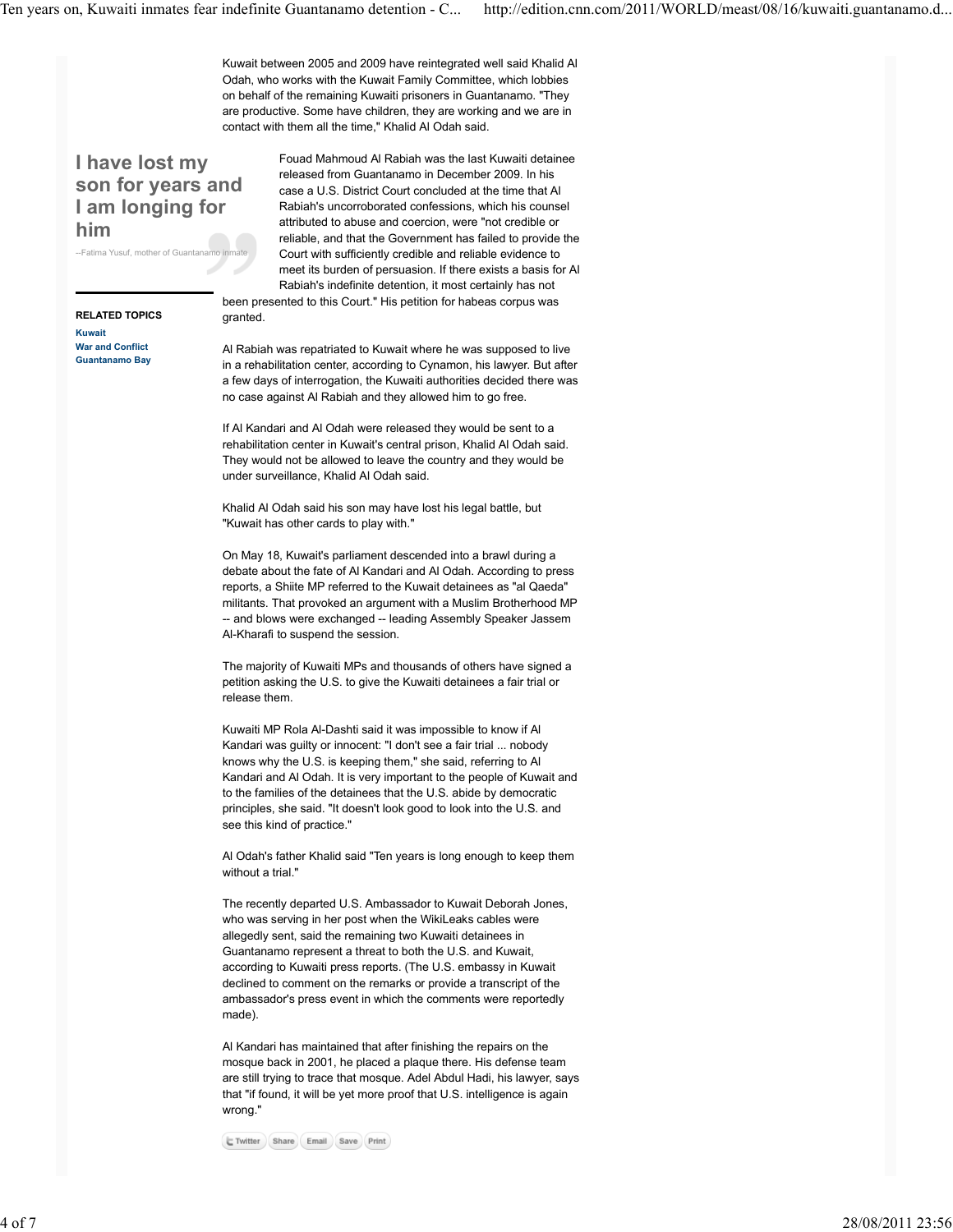Kuwait between 2005 and 2009 have reintegrated well said Khalid Al Odah, who works with the Kuwait Family Committee, which lobbies on behalf of the remaining Kuwaiti prisoners in Guantanamo. "They are productive. Some have children, they are working and we are in contact with them all the time," Khalid Al Odah said.

> **I have lost my son for years and I am longing for him**
>
> --Fatima Yusuf, mother of Guantanamo inmate

**RELATED TOPICS**

Kuwait
War and Conflict
Guantanamo Bay

Fouad Mahmoud Al Rabiah was the last Kuwaiti detainee released from Guantanamo in December 2009. In his case a U.S. District Court concluded at the time that Al Rabiah's uncorroborated confessions, which his counsel attributed to abuse and coercion, were "not credible or reliable, and that the Government has failed to provide the Court with sufficiently credible and reliable evidence to meet its burden of persuasion. If there exists a basis for Al Rabiah's indefinite detention, it most certainly has not been presented to this Court." His petition for habeas corpus was granted.

Al Rabiah was repatriated to Kuwait where he was supposed to live in a rehabilitation center, according to Cynamon, his lawyer. But after a few days of interrogation, the Kuwaiti authorities decided there was no case against Al Rabiah and they allowed him to go free.

If Al Kandari and Al Odah were released they would be sent to a rehabilitation center in Kuwait's central prison, Khalid Al Odah said. They would not be allowed to leave the country and they would be under surveillance, Khalid Al Odah said.

Khalid Al Odah said his son may have lost his legal battle, but "Kuwait has other cards to play with."

On May 18, Kuwait's parliament descended into a brawl during a debate about the fate of Al Kandari and Al Odah. According to press reports, a Shiite MP referred to the Kuwait detainees as "al Qaeda" militants. That provoked an argument with a Muslim Brotherhood MP -- and blows were exchanged -- leading Assembly Speaker Jassem Al-Kharafi to suspend the session.

The majority of Kuwaiti MPs and thousands of others have signed a petition asking the U.S. to give the Kuwaiti detainees a fair trial or release them.

Kuwaiti MP Rola Al-Dashti said it was impossible to know if Al Kandari was guilty or innocent: "I don't see a fair trial ... nobody knows why the U.S. is keeping them," she said, referring to Al Kandari and Al Odah. It is very important to the people of Kuwait and to the families of the detainees that the U.S. abide by democratic principles, she said. "It doesn't look good to look into the U.S. and see this kind of practice."

Al Odah's father Khalid said "Ten years is long enough to keep them without a trial."

The recently departed U.S. Ambassador to Kuwait Deborah Jones, who was serving in her post when the WikiLeaks cables were allegedly sent, said the remaining two Kuwaiti detainees in Guantanamo represent a threat to both the U.S. and Kuwait, according to Kuwaiti press reports. (The U.S. embassy in Kuwait declined to comment on the remarks or provide a transcript of the ambassador's press event in which the comments were reportedly made).

Al Kandari has maintained that after finishing the repairs on the mosque back in 2001, he placed a plaque there. His defense team are still trying to trace that mosque. Adel Abdul Hadi, his lawyer, says that "if found, it will be yet more proof that U.S. intelligence is again wrong."

Twitter Share Email Save Print